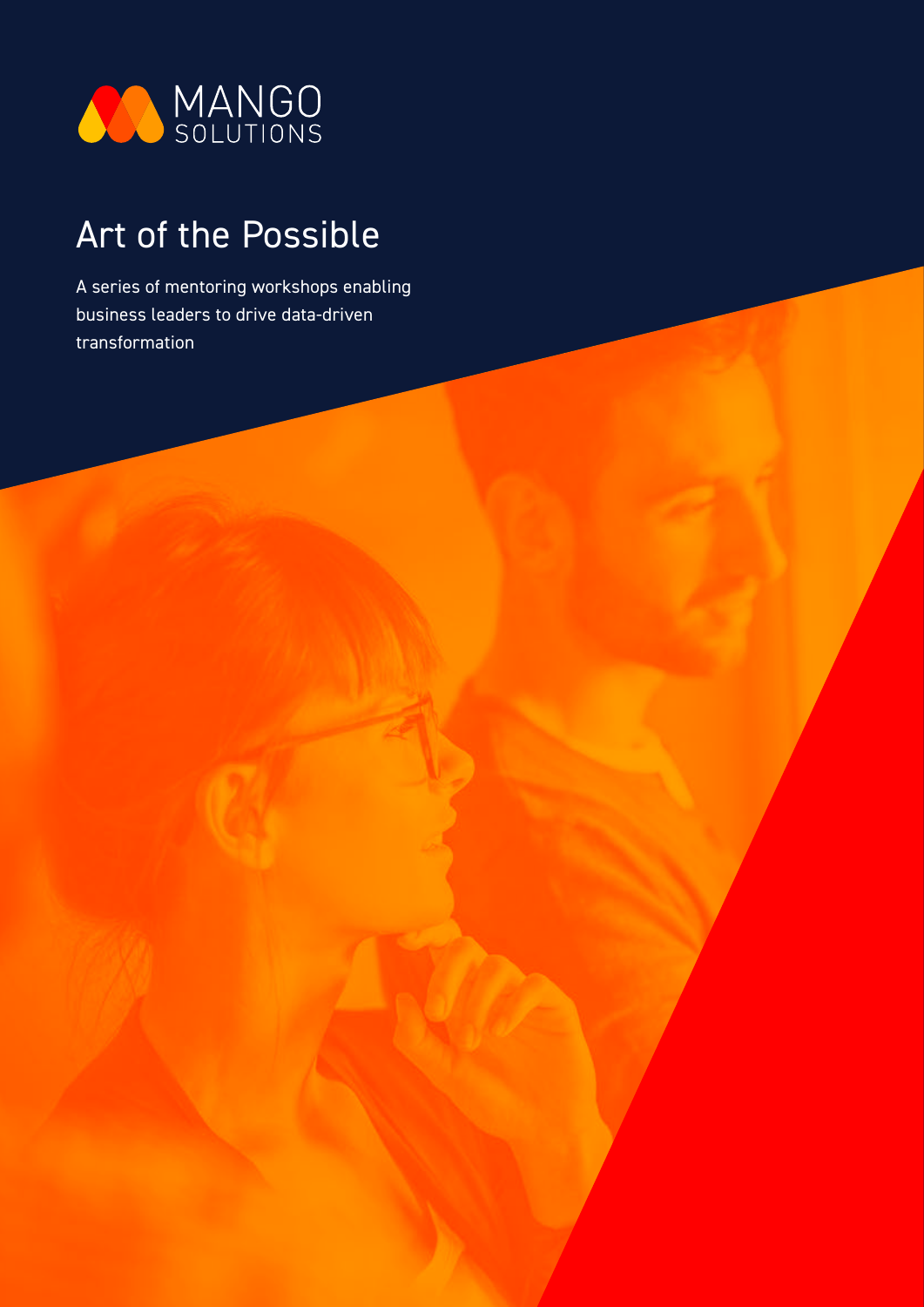MANGO SOLUTIONS

# Art of the Possible

A series of mentoring workshops enabling business leaders to drive data-driven transformation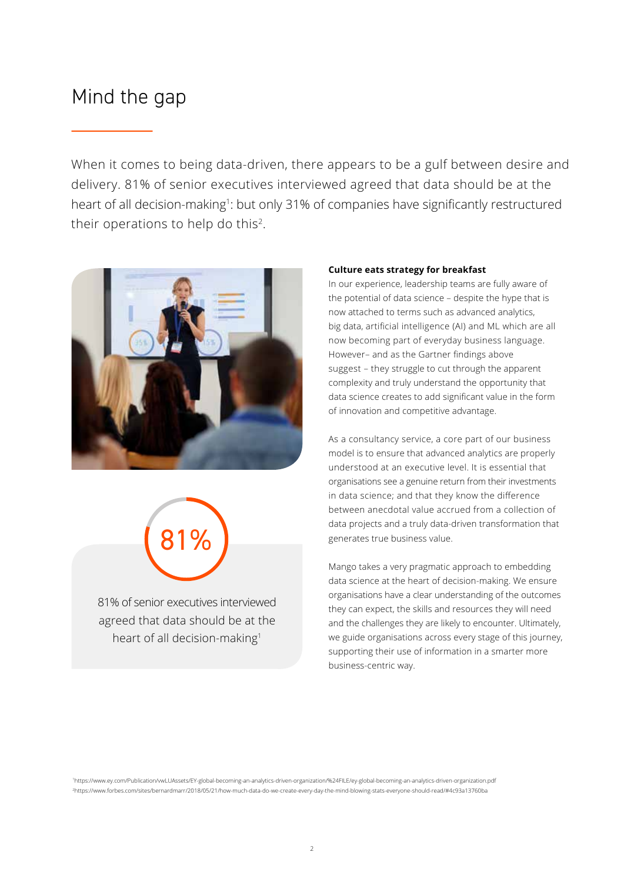# Mind the gap

When it comes to being data-driven, there appears to be a gulf between desire and delivery. 81% of senior executives interviewed agreed that data should be at the heart of all decision-making[1]: but only 31% of companies have significantly restructured their operations to help do this[2].

81%

81% of senior executives interviewed agreed that data should be at the heart of all decision-making[1]

**Culture eats strategy for breakfast**

In our experience, leadership teams are fully aware of the potential of data science – despite the hype that is now attached to terms such as advanced analytics, big data, artificial intelligence (AI) and ML which are all now becoming part of everyday business language. However– and as the Gartner findings above suggest – they struggle to cut through the apparent complexity and truly understand the opportunity that data science creates to add significant value in the form of innovation and competitive advantage.

As a consultancy service, a core part of our business model is to ensure that advanced analytics are properly understood at an executive level. It is essential that organisations see a genuine return from their investments in data science; and that they know the difference between anecdotal value accrued from a collection of data projects and a truly data-driven transformation that generates true business value.

Mango takes a very pragmatic approach to embedding data science at the heart of decision-making. We ensure organisations have a clear understanding of the outcomes they can expect, the skills and resources they will need and the challenges they are likely to encounter. Ultimately, we guide organisations across every stage of this journey, supporting their use of information in a smarter more business-centric way.

[1]https://www.ey.com/Publication/vwLUAssets/EY-global-becoming-an-analytics-driven-organization/%24FILE/ey-global-becoming-an-analytics-driven-organization.pdf
[2]https://www.forbes.com/sites/bernardmarr/2018/05/21/how-much-data-do-we-create-every-day-the-mind-blowing-stats-everyone-should-read/#4c93a13760ba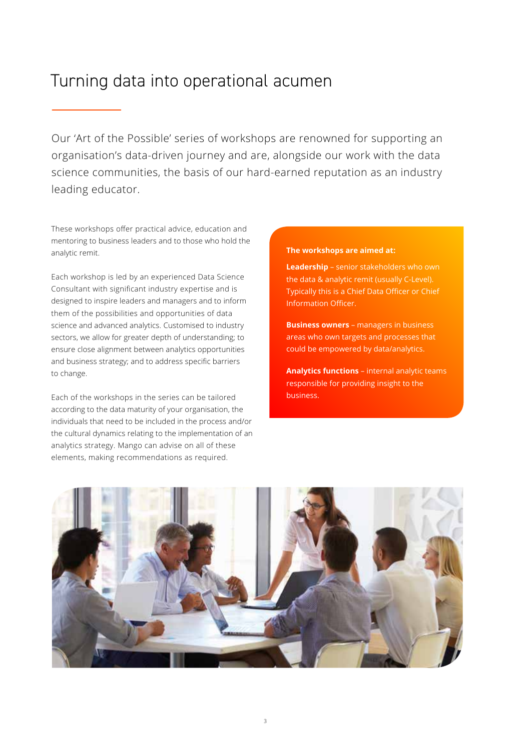# Turning data into operational acumen

Our 'Art of the Possible' series of workshops are renowned for supporting an organisation's data-driven journey and are, alongside our work with the data science communities, the basis of our hard-earned reputation as an industry leading educator.

These workshops offer practical advice, education and mentoring to business leaders and to those who hold the analytic remit.

Each workshop is led by an experienced Data Science Consultant with significant industry expertise and is designed to inspire leaders and managers and to inform them of the possibilities and opportunities of data science and advanced analytics. Customised to industry sectors, we allow for greater depth of understanding; to ensure close alignment between analytics opportunities and business strategy; and to address specific barriers to change.

Each of the workshops in the series can be tailored according to the data maturity of your organisation, the individuals that need to be included in the process and/or the cultural dynamics relating to the implementation of an analytics strategy. Mango can advise on all of these elements, making recommendations as required.

**The workshops are aimed at:**

**Leadership** – senior stakeholders who own the data & analytic remit (usually C-Level). Typically this is a Chief Data Officer or Chief Information Officer.

**Business owners** – managers in business areas who own targets and processes that could be empowered by data/analytics.

**Analytics functions** – internal analytic teams responsible for providing insight to the business.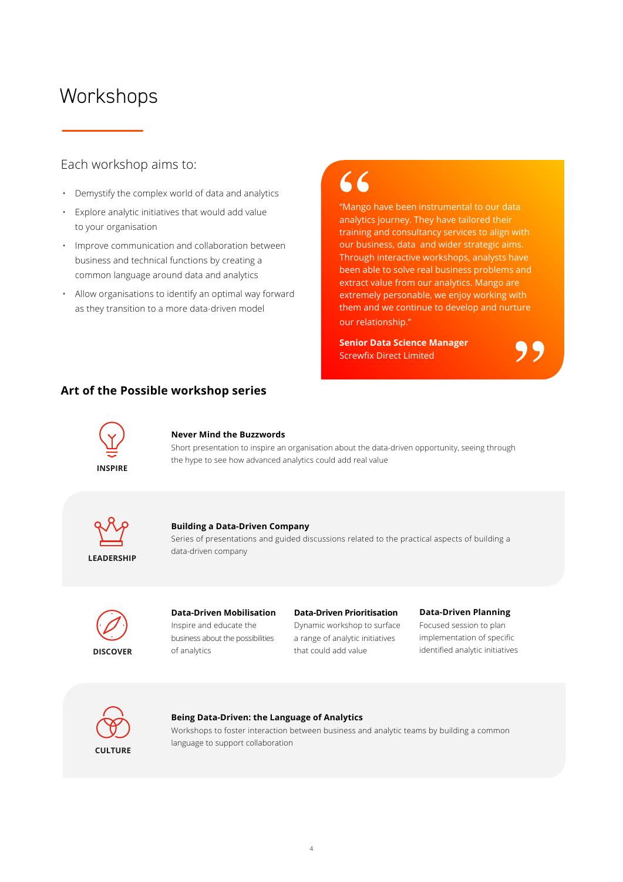# Workshops

### Each workshop aims to:

- Demystify the complex world of data and analytics
- Explore analytic initiatives that would add value to your organisation
- Improve communication and collaboration between business and technical functions by creating a common language around data and analytics
- Allow organisations to identify an optimal way forward as they transition to a more data-driven model

> "Mango have been instrumental to our data analytics journey. They have tailored their training and consultancy services to align with our business, data and wider strategic aims. Through interactive workshops, analysts have been able to solve real business problems and extract value from our analytics. Mango are extremely personable, we enjoy working with them and we continue to develop and nurture our relationship."
>
> **Senior Data Science Manager**
> Screwfix Direct Limited

## Art of the Possible workshop series

**INSPIRE**

**Never Mind the Buzzwords**
Short presentation to inspire an organisation about the data-driven opportunity, seeing through the hype to see how advanced analytics could add real value

**LEADERSHIP**

**Building a Data-Driven Company**
Series of presentations and guided discussions related to the practical aspects of building a data-driven company

**DISCOVER**

**Data-Driven Mobilisation**
Inspire and educate the business about the possibilities of analytics

**Data-Driven Prioritisation**
Dynamic workshop to surface a range of analytic initiatives that could add value

**Data-Driven Planning**
Focused session to plan implementation of specific identified analytic initiatives

**CULTURE**

**Being Data-Driven: the Language of Analytics**
Workshops to foster interaction between business and analytic teams by building a common language to support collaboration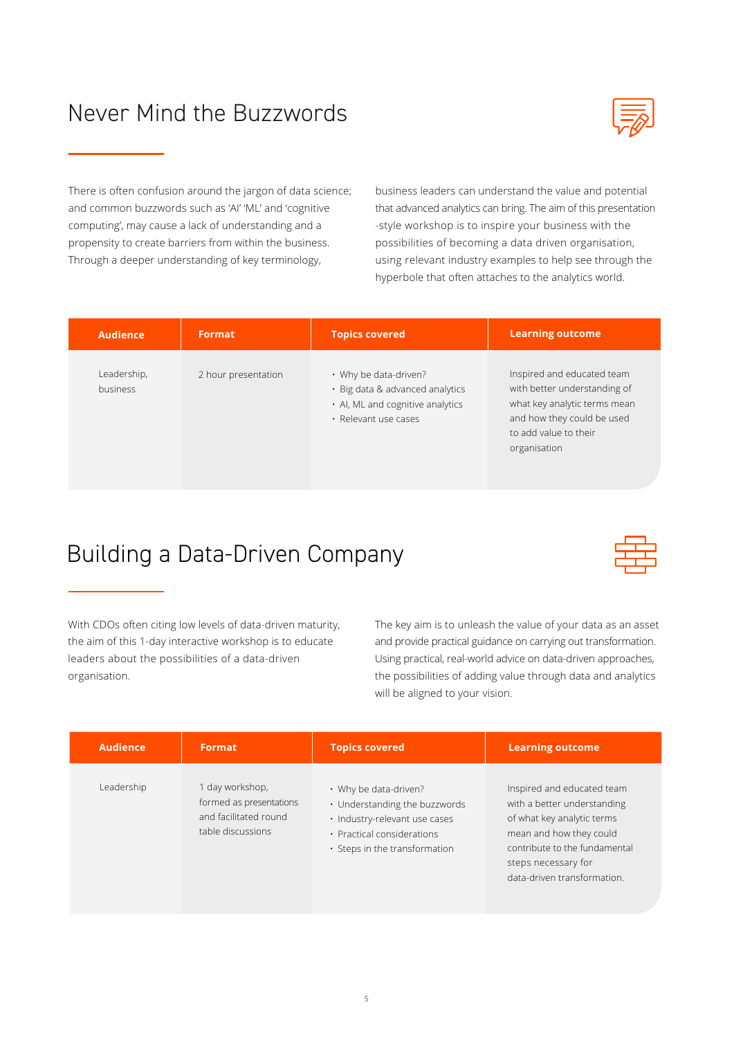## Never Mind the Buzzwords

There is often confusion around the jargon of data science; and common buzzwords such as 'AI' 'ML' and 'cognitive computing', may cause a lack of understanding and a propensity to create barriers from within the business. Through a deeper understanding of key terminology, business leaders can understand the value and potential that advanced analytics can bring. The aim of this presentation -style workshop is to inspire your business with the possibilities of becoming a data driven organisation, using relevant industry examples to help see through the hyperbole that often attaches to the analytics world.

| Audience | Format | Topics covered | Learning outcome |
|---|---|---|---|
| Leadership, business | 2 hour presentation | • Why be data-driven?<br>• Big data & advanced analytics<br>• AI, ML and cognitive analytics<br>• Relevant use cases | Inspired and educated team with better understanding of what key analytic terms mean and how they could be used to add value to their organisation |

## Building a Data-Driven Company

With CDOs often citing low levels of data-driven maturity, the aim of this 1-day interactive workshop is to educate leaders about the possibilities of a data-driven organisation.

The key aim is to unleash the value of your data as an asset and provide practical guidance on carrying out transformation. Using practical, real-world advice on data-driven approaches, the possibilities of adding value through data and analytics will be aligned to your vision.

| Audience | Format | Topics covered | Learning outcome |
|---|---|---|---|
| Leadership | 1 day workshop, formed as presentations and facilitated round table discussions | • Why be data-driven?<br>• Understanding the buzzwords<br>• Industry-relevant use cases<br>• Practical considerations<br>• Steps in the transformation | Inspired and educated team with a better understanding of what key analytic terms mean and how they could contribute to the fundamental steps necessary for data-driven transformation. |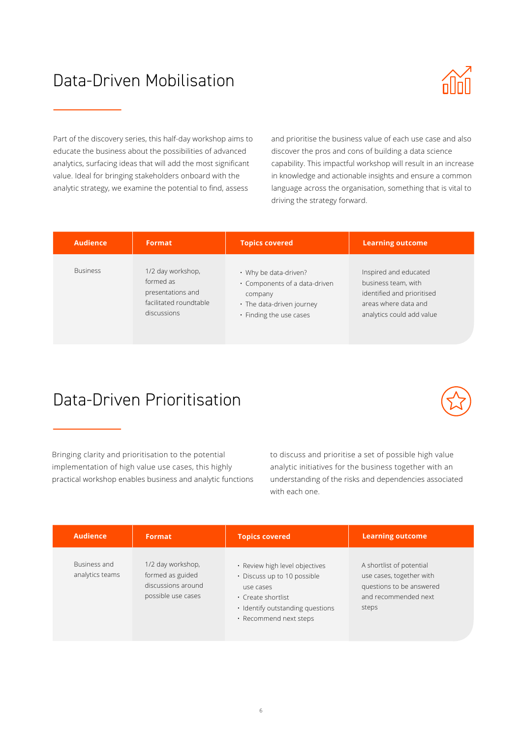# Data-Driven Mobilisation

Part of the discovery series, this half-day workshop aims to educate the business about the possibilities of advanced analytics, surfacing ideas that will add the most significant value. Ideal for bringing stakeholders onboard with the analytic strategy, we examine the potential to find, assess and prioritise the business value of each use case and also discover the pros and cons of building a data science capability. This impactful workshop will result in an increase in knowledge and actionable insights and ensure a common language across the organisation, something that is vital to driving the strategy forward.

| Audience | Format | Topics covered | Learning outcome |
| --- | --- | --- | --- |
| Business | 1/2 day workshop, formed as presentations and facilitated roundtable discussions | • Why be data-driven?<br>• Components of a data-driven company<br>• The data-driven journey<br>• Finding the use cases | Inspired and educated business team, with identified and prioritised areas where data and analytics could add value |

# Data-Driven Prioritisation

Bringing clarity and prioritisation to the potential implementation of high value use cases, this highly practical workshop enables business and analytic functions to discuss and prioritise a set of possible high value analytic initiatives for the business together with an understanding of the risks and dependencies associated with each one.

| Audience | Format | Topics covered | Learning outcome |
| --- | --- | --- | --- |
| Business and analytics teams | 1/2 day workshop, formed as guided discussions around possible use cases | • Review high level objectives<br>• Discuss up to 10 possible use cases<br>• Create shortlist<br>• Identify outstanding questions<br>• Recommend next steps | A shortlist of potential use cases, together with questions to be answered and recommended next steps |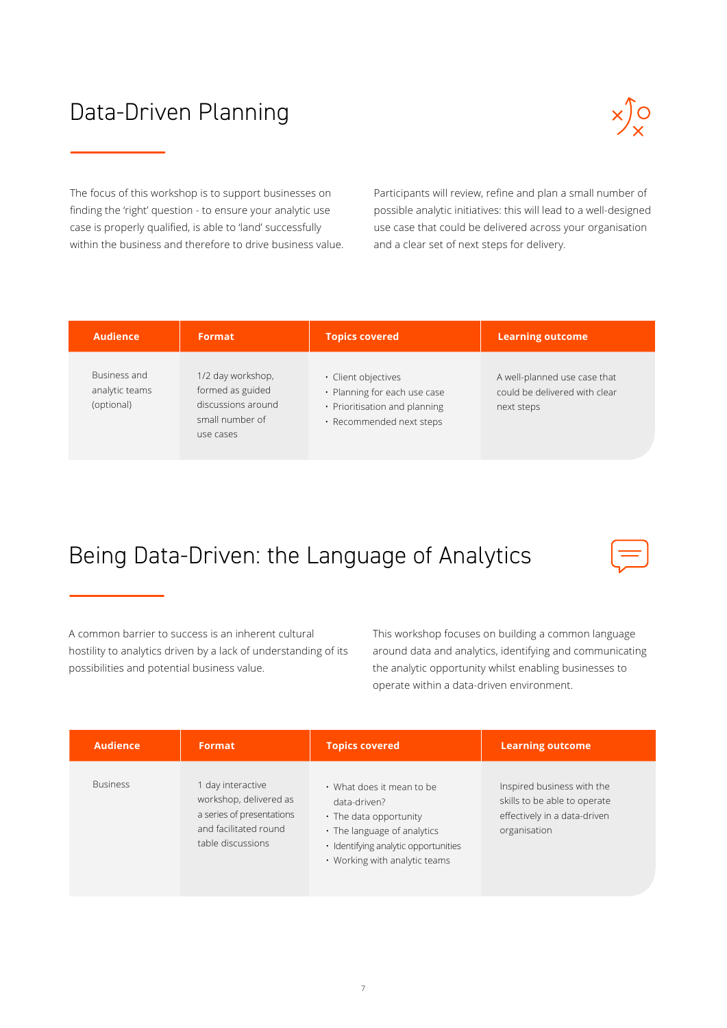# Data-Driven Planning

The focus of this workshop is to support businesses on finding the 'right' question - to ensure your analytic use case is properly qualified, is able to 'land' successfully within the business and therefore to drive business value.

Participants will review, refine and plan a small number of possible analytic initiatives: this will lead to a well-designed use case that could be delivered across your organisation and a clear set of next steps for delivery.

| Audience | Format | Topics covered | Learning outcome |
|---|---|---|---|
| Business and analytic teams (optional) | 1/2 day workshop, formed as guided discussions around small number of use cases | • Client objectives<br>• Planning for each use case<br>• Prioritisation and planning<br>• Recommended next steps | A well-planned use case that could be delivered with clear next steps |

# Being Data-Driven: the Language of Analytics

A common barrier to success is an inherent cultural hostility to analytics driven by a lack of understanding of its possibilities and potential business value.

This workshop focuses on building a common language around data and analytics, identifying and communicating the analytic opportunity whilst enabling businesses to operate within a data-driven environment.

| Audience | Format | Topics covered | Learning outcome |
|---|---|---|---|
| Business | 1 day interactive workshop, delivered as a series of presentations and facilitated round table discussions | • What does it mean to be data-driven?<br>• The data opportunity<br>• The language of analytics<br>• Identifying analytic opportunities<br>• Working with analytic teams | Inspired business with the skills to be able to operate effectively in a data-driven organisation |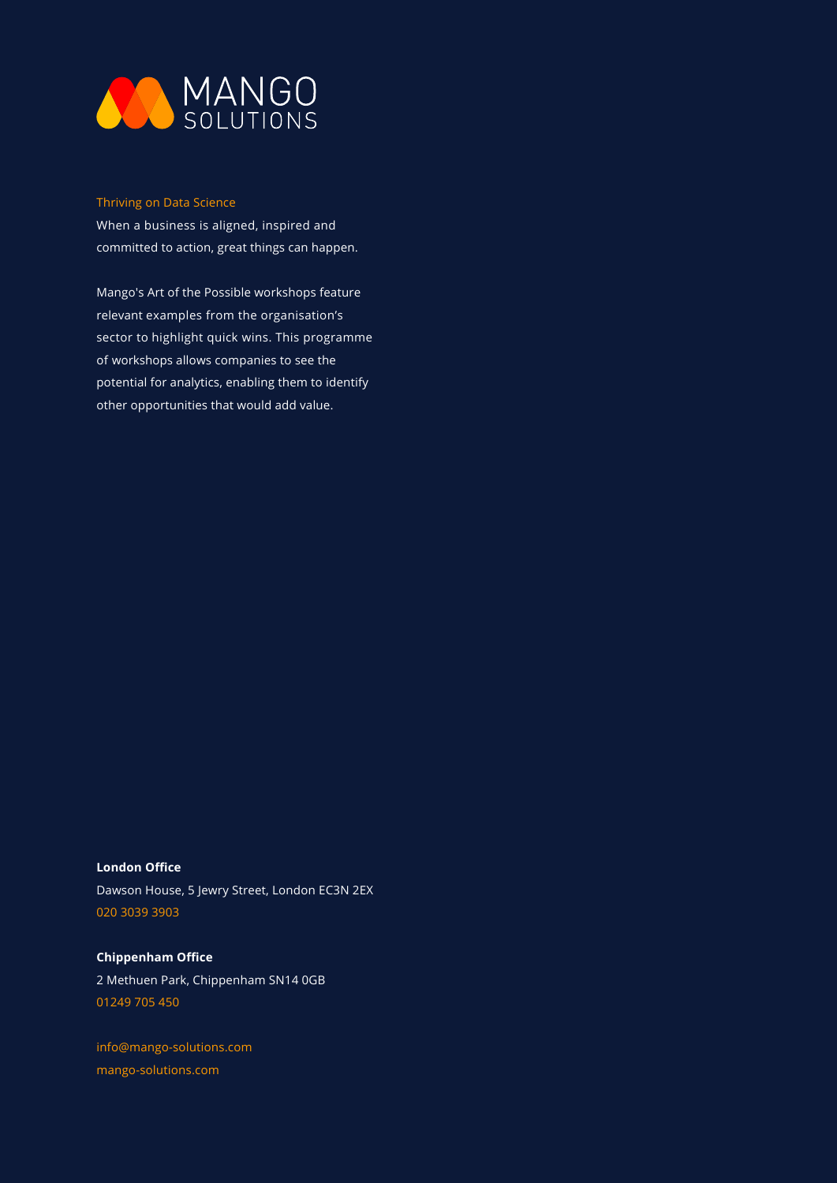MANGO SOLUTIONS

Thriving on Data Science

When a business is aligned, inspired and committed to action, great things can happen.

Mango's Art of the Possible workshops feature relevant examples from the organisation’s sector to highlight quick wins. This programme of workshops allows companies to see the potential for analytics, enabling them to identify other opportunities that would add value.

**London Office**

Dawson House, 5 Jewry Street, London EC3N 2EX

020 3039 3903

**Chippenham Office**

2 Methuen Park, Chippenham SN14 0GB

01249 705 450

info@mango-solutions.com

mango-solutions.com